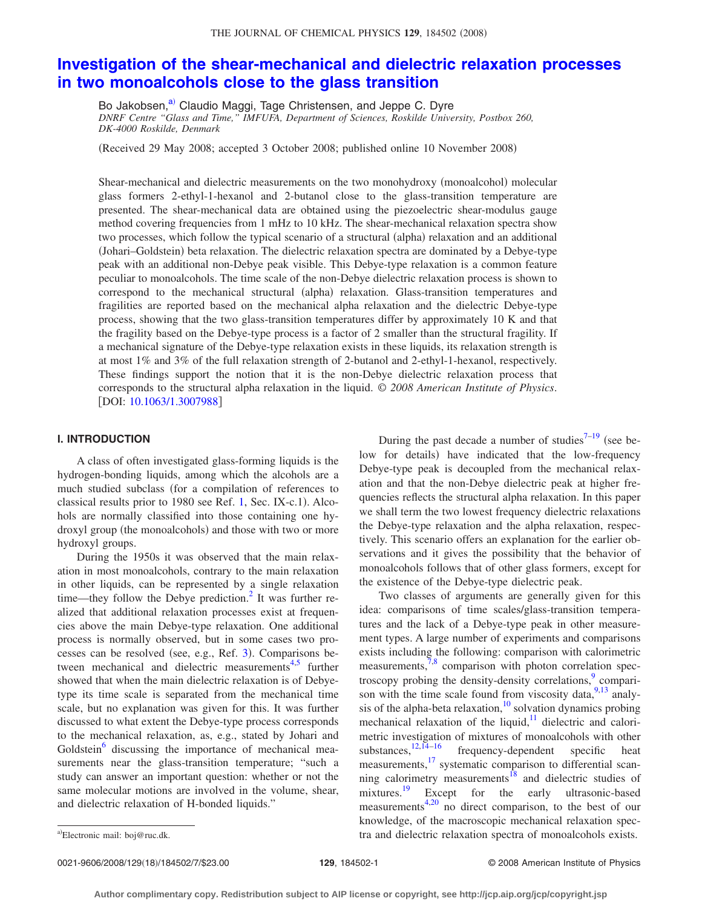# Investigation of the shear-mechanical and dielectric relaxation processes in two monoalcohols close to the glass transition

Bo Jakobsen,[a] Claudio Maggi, Tage Christensen, and Jeppe C. Dyre

*DNRF Centre "Glass and Time," IMFUFA, Department of Sciences, Roskilde University, Postbox 260, DK-4000 Roskilde, Denmark*

(Received 29 May 2008; accepted 3 October 2008; published online 10 November 2008)

Shear-mechanical and dielectric measurements on the two monohydroxy (monoalcohol) molecular glass formers 2-ethyl-1-hexanol and 2-butanol close to the glass-transition temperature are presented. The shear-mechanical data are obtained using the piezoelectric shear-modulus gauge method covering frequencies from 1 mHz to 10 kHz. The shear-mechanical relaxation spectra show two processes, which follow the typical scenario of a structural (alpha) relaxation and an additional (Johari–Goldstein) beta relaxation. The dielectric relaxation spectra are dominated by a Debye-type peak with an additional non-Debye peak visible. This Debye-type relaxation is a common feature peculiar to monoalcohols. The time scale of the non-Debye dielectric relaxation process is shown to correspond to the mechanical structural (alpha) relaxation. Glass-transition temperatures and fragilities are reported based on the mechanical alpha relaxation and the dielectric Debye-type process, showing that the two glass-transition temperatures differ by approximately 10 K and that the fragility based on the Debye-type process is a factor of 2 smaller than the structural fragility. If a mechanical signature of the Debye-type relaxation exists in these liquids, its relaxation strength is at most 1% and 3% of the full relaxation strength of 2-butanol and 2-ethyl-1-hexanol, respectively. These findings support the notion that it is the non-Debye dielectric relaxation process that corresponds to the structural alpha relaxation in the liquid. © *2008 American Institute of Physics*. [DOI: 10.1063/1.3007988]

## I. INTRODUCTION

A class of often investigated glass-forming liquids is the hydrogen-bonding liquids, among which the alcohols are a much studied subclass (for a compilation of references to classical results prior to 1980 see Ref. 1, Sec. IX-c.1). Alcohols are normally classified into those containing one hydroxyl group (the monoalcohols) and those with two or more hydroxyl groups.

During the 1950s it was observed that the main relaxation in most monoalcohols, contrary to the main relaxation in other liquids, can be represented by a single relaxation time—they follow the Debye prediction.[2] It was further realized that additional relaxation processes exist at frequencies above the main Debye-type relaxation. One additional process is normally observed, but in some cases two processes can be resolved (see, e.g., Ref. 3). Comparisons between mechanical and dielectric measurements[4,5] further showed that when the main dielectric relaxation is of Debye-type its time scale is separated from the mechanical time scale, but no explanation was given for this. It was further discussed to what extent the Debye-type process corresponds to the mechanical relaxation, as, e.g., stated by Johari and Goldstein[6] discussing the importance of mechanical measurements near the glass-transition temperature; "such a study can answer an important question: whether or not the same molecular motions are involved in the volume, shear, and dielectric relaxation of H-bonded liquids."

During the past decade a number of studies[7–19] (see below for details) have indicated that the low-frequency Debye-type peak is decoupled from the mechanical relaxation and that the non-Debye dielectric peak at higher frequencies reflects the structural alpha relaxation. In this paper we shall term the two lowest frequency dielectric relaxations the Debye-type relaxation and the alpha relaxation, respectively. This scenario offers an explanation for the earlier observations and it gives the possibility that the behavior of monoalcohols follows that of other glass formers, except for the existence of the Debye-type dielectric peak.

Two classes of arguments are generally given for this idea: comparisons of time scales/glass-transition temperatures and the lack of a Debye-type peak in other measurement types. A large number of experiments and comparisons exists including the following: comparison with calorimetric measurements,[7,8] comparison with photon correlation spectroscopy probing the density-density correlations,[9] comparison with the time scale found from viscosity data,[9,13] analysis of the alpha-beta relaxation,[10] solvation dynamics probing mechanical relaxation of the liquid,[11] dielectric and calorimetric investigation of mixtures of monoalcohols with other substances,[12,14–16] frequency-dependent specific heat measurements,[17] systematic comparison to differential scanning calorimetry measurements[18] and dielectric studies of mixtures.[19] Except for the early ultrasonic-based measurements[4,20] no direct comparison, to the best of our knowledge, of the macroscopic mechanical relaxation spectra and dielectric relaxation spectra of monoalcohols exists.

[a]Electronic mail: boj@ruc.dk.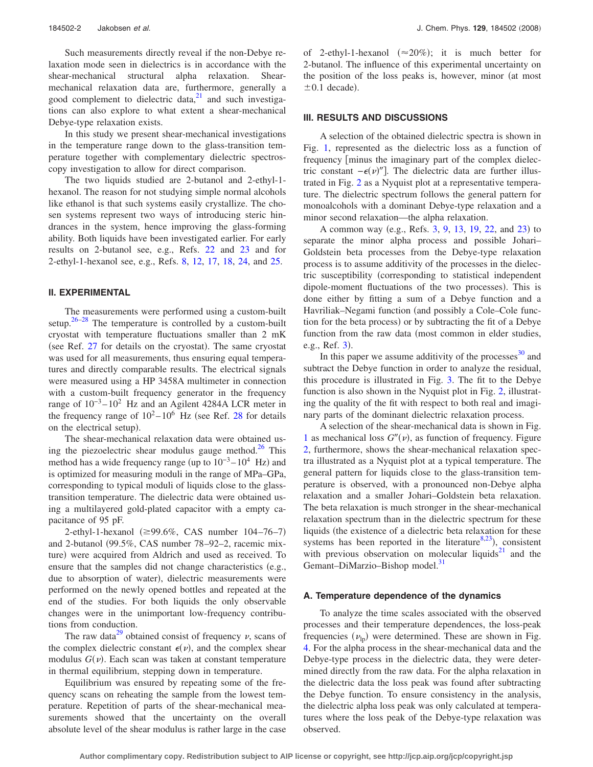Such measurements directly reveal if the non-Debye relaxation mode seen in dielectrics is in accordance with the shear-mechanical structural alpha relaxation. Shear-mechanical relaxation data are, furthermore, generally a good complement to dielectric data,[21] and such investigations can also explore to what extent a shear-mechanical Debye-type relaxation exists.

In this study we present shear-mechanical investigations in the temperature range down to the glass-transition temperature together with complementary dielectric spectroscopy investigation to allow for direct comparison.

The two liquids studied are 2-butanol and 2-ethyl-1-hexanol. The reason for not studying simple normal alcohols like ethanol is that such systems easily crystallize. The chosen systems represent two ways of introducing steric hindrances in the system, hence improving the glass-forming ability. Both liquids have been investigated earlier. For early results on 2-butanol see, e.g., Refs. 22 and 23 and for 2-ethyl-1-hexanol see, e.g., Refs. 8, 12, 17, 18, 24, and 25.

## II. EXPERIMENTAL

The measurements were performed using a custom-built setup.[26–28] The temperature is controlled by a custom-built cryostat with temperature fluctuations smaller than 2 mK (see Ref. 27 for details on the cryostat). The same cryostat was used for all measurements, thus ensuring equal temperatures and directly comparable results. The electrical signals were measured using a HP 3458A multimeter in connection with a custom-built frequency generator in the frequency range of $10^{-3}$–$10^{2}$ Hz and an Agilent 4284A LCR meter in the frequency range of $10^{2}$–$10^{6}$ Hz (see Ref. 28 for details on the electrical setup).

The shear-mechanical relaxation data were obtained using the piezoelectric shear modulus gauge method.[26] This method has a wide frequency range (up to $10^{-3}$–$10^{4}$ Hz) and is optimized for measuring moduli in the range of MPa–GPa, corresponding to typical moduli of liquids close to the glass-transition temperature. The dielectric data were obtained using a multilayered gold-plated capacitor with a empty capacitance of 95 pF.

2-ethyl-1-hexanol ($\geq$99.6%, CAS number 104–76–7) and 2-butanol (99.5%, CAS number 78–92–2, racemic mixture) were acquired from Aldrich and used as received. To ensure that the samples did not change characteristics (e.g., due to absorption of water), dielectric measurements were performed on the newly opened bottles and repeated at the end of the studies. For both liquids the only observable changes were in the unimportant low-frequency contributions from conduction.

The raw data[29] obtained consist of frequency $\nu$, scans of the complex dielectric constant $\epsilon(\nu)$, and the complex shear modulus $G(\nu)$. Each scan was taken at constant temperature in thermal equilibrium, stepping down in temperature.

Equilibrium was ensured by repeating some of the frequency scans on reheating the sample from the lowest temperature. Repetition of parts of the shear-mechanical measurements showed that the uncertainty on the overall absolute level of the shear modulus is rather large in the case of 2-ethyl-1-hexanol ($\approx$20%); it is much better for 2-butanol. The influence of this experimental uncertainty on the position of the loss peaks is, however, minor (at most $\pm$0.1 decade).

## III. RESULTS AND DISCUSSIONS

A selection of the obtained dielectric spectra is shown in Fig. 1, represented as the dielectric loss as a function of frequency [minus the imaginary part of the complex dielectric constant $-\epsilon(\nu)''$]. The dielectric data are further illustrated in Fig. 2 as a Nyquist plot at a representative temperature. The dielectric spectrum follows the general pattern for monoalcohols with a dominant Debye-type relaxation and a minor second relaxation—the alpha relaxation.

A common way (e.g., Refs. 3, 9, 13, 19, 22, and 23) to separate the minor alpha process and possible Johari–Goldstein beta processes from the Debye-type relaxation process is to assume additivity of the processes in the dielectric susceptibility (corresponding to statistical independent dipole-moment fluctuations of the two processes). This is done either by fitting a sum of a Debye function and a Havriliak–Negami function (and possibly a Cole–Cole function for the beta process) or by subtracting the fit of a Debye function from the raw data (most common in elder studies, e.g., Ref. 3).

In this paper we assume additivity of the processes[30] and subtract the Debye function in order to analyze the residual, this procedure is illustrated in Fig. 3. The fit to the Debye function is also shown in the Nyquist plot in Fig. 2, illustrating the quality of the fit with respect to both real and imaginary parts of the dominant dielectric relaxation process.

A selection of the shear-mechanical data is shown in Fig. 1 as mechanical loss $G''(\nu)$, as function of frequency. Figure 2, furthermore, shows the shear-mechanical relaxation spectra illustrated as a Nyquist plot at a typical temperature. The general pattern for liquids close to the glass-transition temperature is observed, with a pronounced non-Debye alpha relaxation and a smaller Johari–Goldstein beta relaxation. The beta relaxation is much stronger in the shear-mechanical relaxation spectrum than in the dielectric spectrum for these liquids (the existence of a dielectric beta relaxation for these systems has been reported in the literature[8,23]), consistent with previous observation on molecular liquids[21] and the Gemant–DiMarzio–Bishop model.[31]

### A. Temperature dependence of the dynamics

To analyze the time scales associated with the observed processes and their temperature dependences, the loss-peak frequencies ($\nu_{lp}$) were determined. These are shown in Fig. 4. For the alpha process in the shear-mechanical data and the Debye-type process in the dielectric data, they were determined directly from the raw data. For the alpha relaxation in the dielectric data the loss peak was found after subtracting the Debye function. To ensure consistency in the analysis, the dielectric alpha loss peak was only calculated at temperatures where the loss peak of the Debye-type relaxation was observed.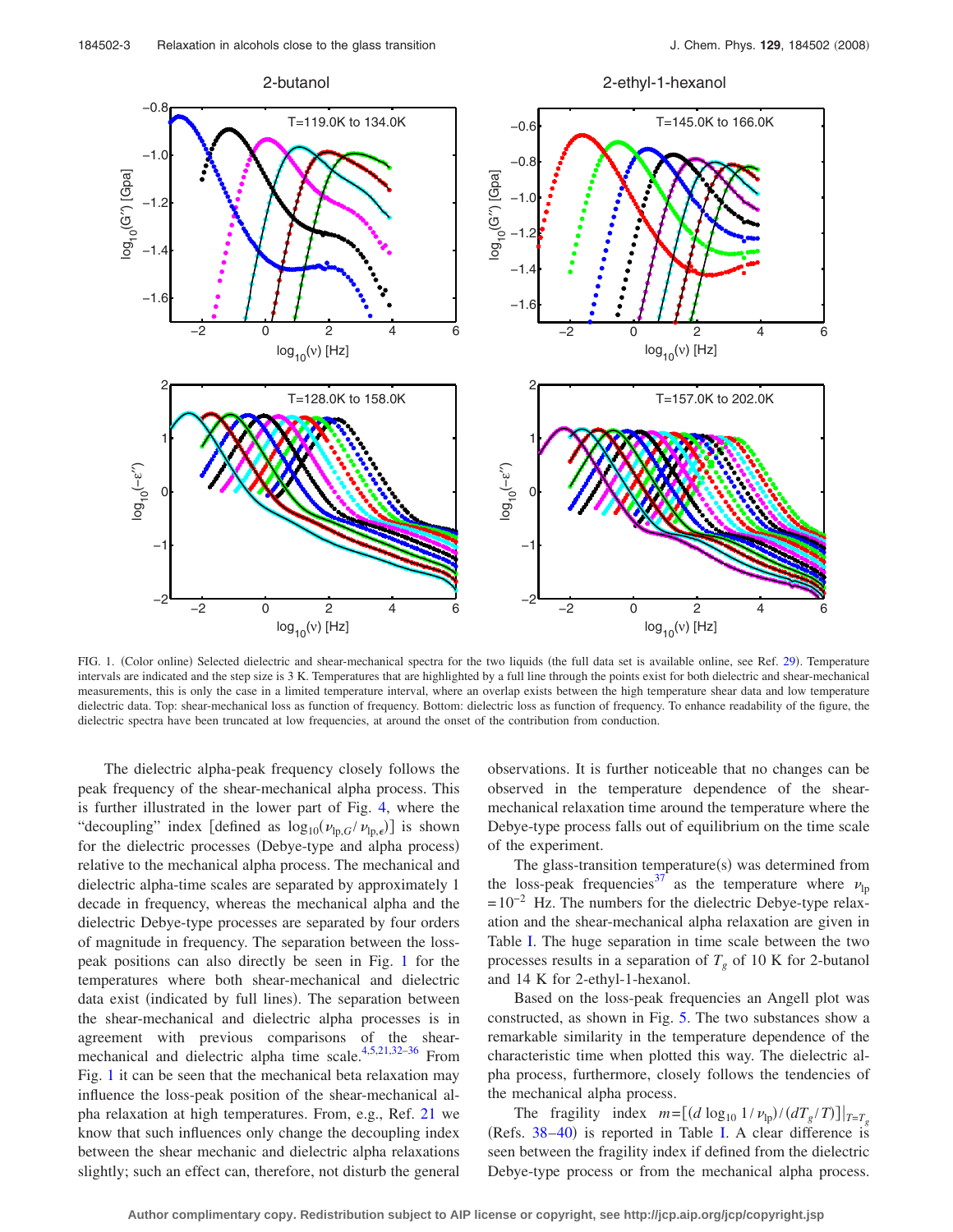FIG. 1. (Color online) Selected dielectric and shear-mechanical spectra for the two liquids (the full data set is available online, see Ref. 29). Temperature intervals are indicated and the step size is 3 K. Temperatures that are highlighted by a full line through the points exist for both dielectric and shear-mechanical measurements, this is only the case in a limited temperature interval, where an overlap exists between the high temperature shear data and low temperature dielectric data. Top: shear-mechanical loss as function of frequency. Bottom: dielectric loss as function of frequency. To enhance readability of the figure, the dielectric spectra have been truncated at low frequencies, at around the onset of the contribution from conduction.

The dielectric alpha-peak frequency closely follows the peak frequency of the shear-mechanical alpha process. This is further illustrated in the lower part of Fig. 4, where the "decoupling" index [defined as $\log_{10}(\nu_{lp,G}/\nu_{lp,\epsilon})$] is shown for the dielectric processes (Debye-type and alpha process) relative to the mechanical alpha process. The mechanical and dielectric alpha-time scales are separated by approximately 1 decade in frequency, whereas the mechanical alpha and the dielectric Debye-type processes are separated by four orders of magnitude in frequency. The separation between the loss-peak positions can also directly be seen in Fig. 1 for the temperatures where both shear-mechanical and dielectric data exist (indicated by full lines). The separation between the shear-mechanical and dielectric alpha processes is in agreement with previous comparisons of the shear-mechanical and dielectric alpha time scale.[4,5,21,32–36] From Fig. 1 it can be seen that the mechanical beta relaxation may influence the loss-peak position of the shear-mechanical alpha relaxation at high temperatures. From, e.g., Ref. 21 we know that such influences only change the decoupling index between the shear mechanic and dielectric alpha relaxations slightly; such an effect can, therefore, not disturb the general observations. It is further noticeable that no changes can be observed in the temperature dependence of the shear-mechanical relaxation time around the temperature where the Debye-type process falls out of equilibrium on the time scale of the experiment.

The glass-transition temperature(s) was determined from the loss-peak frequencies[37] as the temperature where $\nu_{lp} = 10^{-2}$ Hz. The numbers for the dielectric Debye-type relaxation and the shear-mechanical alpha relaxation are given in Table I. The huge separation in time scale between the two processes results in a separation of $T_g$ of 10 K for 2-butanol and 14 K for 2-ethyl-1-hexanol.

Based on the loss-peak frequencies an Angell plot was constructed, as shown in Fig. 5. The two substances show a remarkable similarity in the temperature dependence of the characteristic time when plotted this way. The dielectric alpha process, furthermore, closely follows the tendencies of the mechanical alpha process.

The fragility index $m = [(d \log_{10} 1/\nu_{lp})/(dT_g/T)]|_{T=T_g}$ (Refs. 38–40) is reported in Table I. A clear difference is seen between the fragility index if defined from the dielectric Debye-type process or from the mechanical alpha process.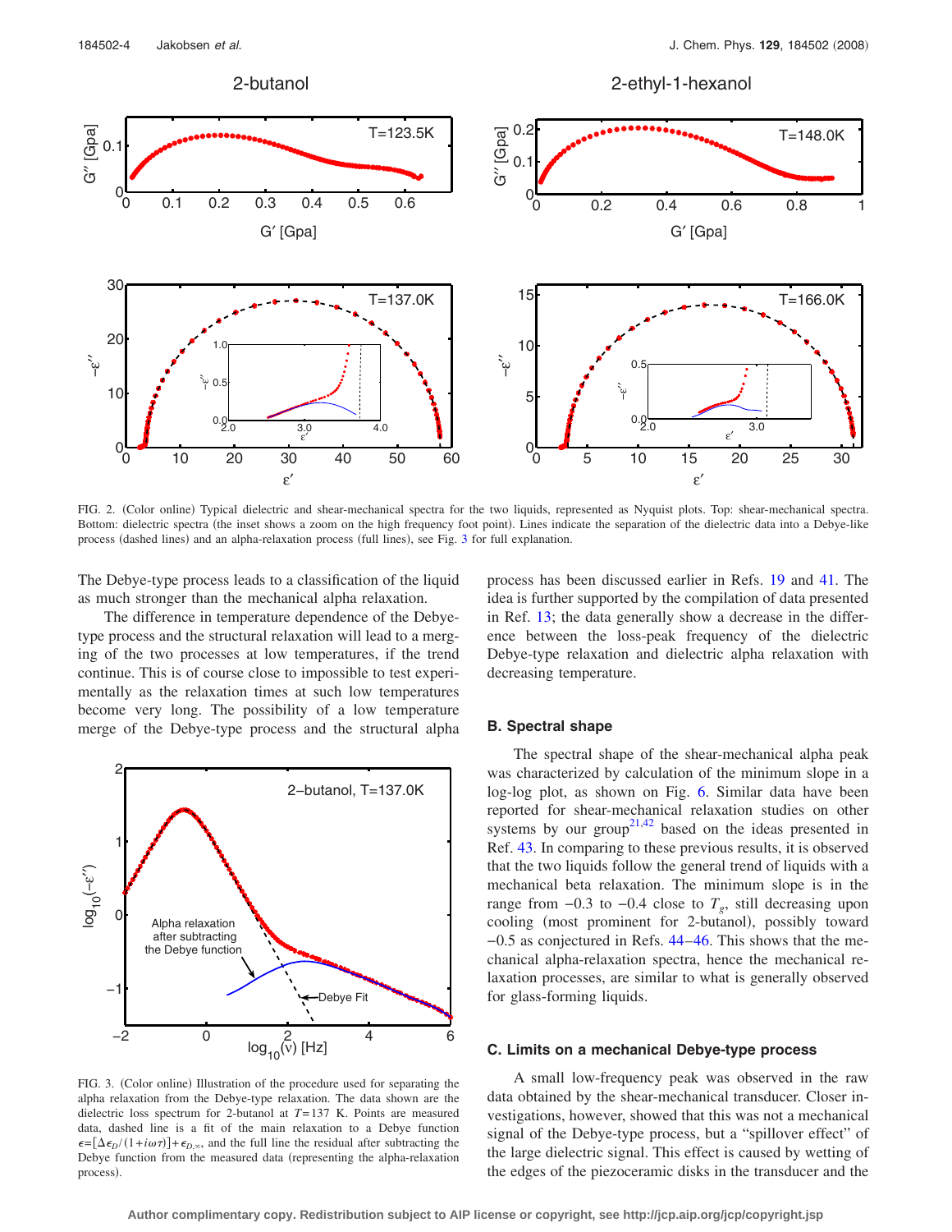FIG. 2. (Color online) Typical dielectric and shear-mechanical spectra for the two liquids, represented as Nyquist plots. Top: shear-mechanical spectra. Bottom: dielectric spectra (the inset shows a zoom on the high frequency foot point). Lines indicate the separation of the dielectric data into a Debye-like process (dashed lines) and an alpha-relaxation process (full lines), see Fig. 3 for full explanation.

The Debye-type process leads to a classification of the liquid as much stronger than the mechanical alpha relaxation.

The difference in temperature dependence of the Debye-type process and the structural relaxation will lead to a merging of the two processes at low temperatures, if the trend continue. This is of course close to impossible to test experimentally as the relaxation times at such low temperatures become very long. The possibility of a low temperature merge of the Debye-type process and the structural alpha process has been discussed earlier in Refs. 19 and 41. The idea is further supported by the compilation of data presented in Ref. 13; the data generally show a decrease in the difference between the loss-peak frequency of the dielectric Debye-type relaxation and dielectric alpha relaxation with decreasing temperature.

FIG. 3. (Color online) Illustration of the procedure used for separating the alpha relaxation from the Debye-type relaxation. The data shown are the dielectric loss spectrum for 2-butanol at $T=137$ K. Points are measured data, dashed line is a fit of the main relaxation to a Debye function $\epsilon=[\Delta\epsilon_D/(1+i\omega\tau)]+\epsilon_{D,\infty}$, and the full line the residual after subtracting the Debye function from the measured data (representing the alpha-relaxation process).

### B. Spectral shape

The spectral shape of the shear-mechanical alpha peak was characterized by calculation of the minimum slope in a log-log plot, as shown on Fig. 6. Similar data have been reported for shear-mechanical relaxation studies on other systems by our group[21,42] based on the ideas presented in Ref. 43. In comparing to these previous results, it is observed that the two liquids follow the general trend of liquids with a mechanical beta relaxation. The minimum slope is in the range from −0.3 to −0.4 close to $T_g$, still decreasing upon cooling (most prominent for 2-butanol), possibly toward −0.5 as conjectured in Refs. 44–46. This shows that the mechanical alpha-relaxation spectra, hence the mechanical relaxation processes, are similar to what is generally observed for glass-forming liquids.

### C. Limits on a mechanical Debye-type process

A small low-frequency peak was observed in the raw data obtained by the shear-mechanical transducer. Closer investigations, however, showed that this was not a mechanical signal of the Debye-type process, but a "spillover effect" of the large dielectric signal. This effect is caused by wetting of the edges of the piezoceramic disks in the transducer and the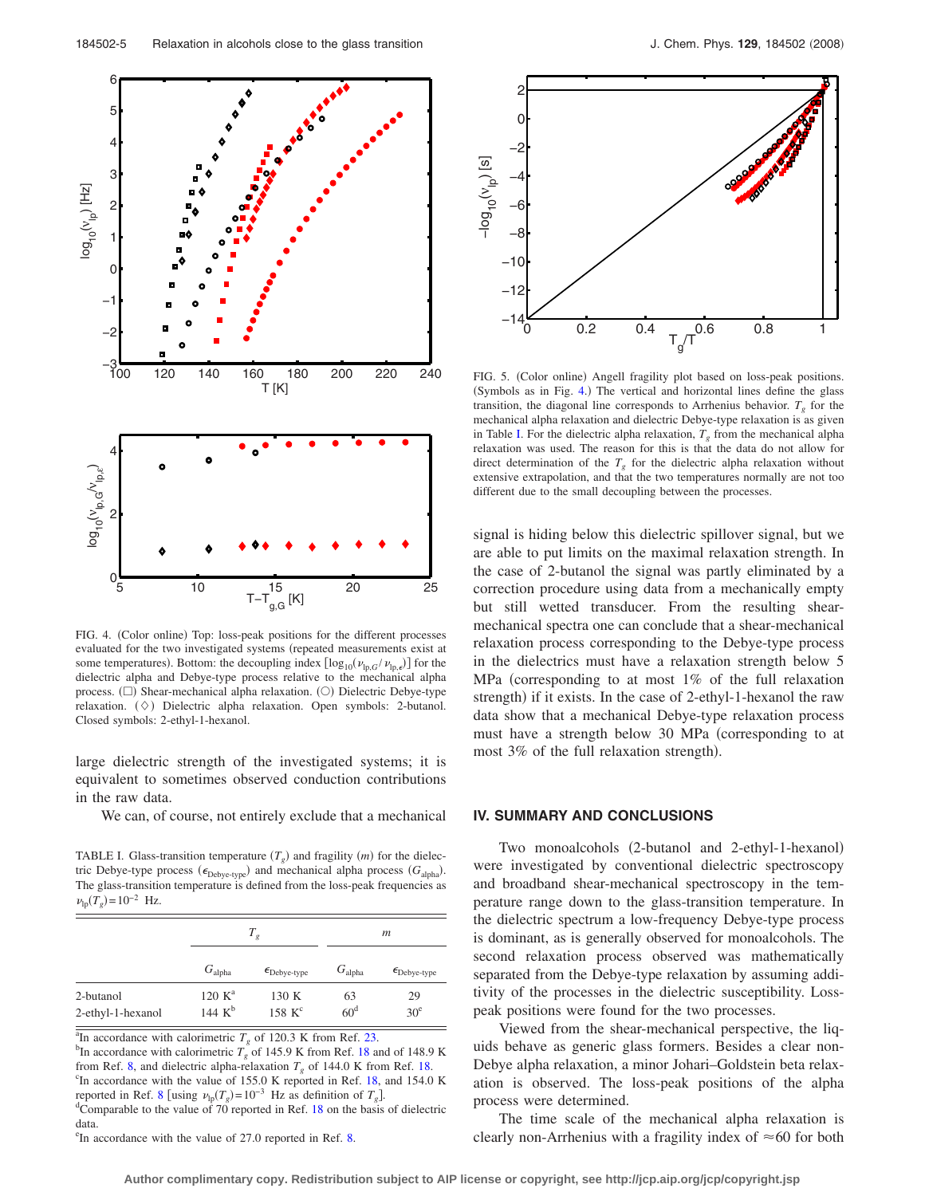FIG. 4. (Color online) Top: loss-peak positions for the different processes evaluated for the two investigated systems (repeated measurements exist at some temperatures). Bottom: the decoupling index $[\log_{10}(\nu_{lp,G}/\nu_{lp,\epsilon})]$ for the dielectric alpha and Debye-type process relative to the mechanical alpha process. (□) Shear-mechanical alpha relaxation. (○) Dielectric Debye-type relaxation. (◇) Dielectric alpha relaxation. Open symbols: 2-butanol. Closed symbols: 2-ethyl-1-hexanol.

FIG. 5. (Color online) Angell fragility plot based on loss-peak positions. (Symbols as in Fig. 4.) The vertical and horizontal lines define the glass transition, the diagonal line corresponds to Arrhenius behavior. $T_g$ for the mechanical alpha relaxation and dielectric Debye-type relaxation is as given in Table I. For the dielectric alpha relaxation, $T_g$ from the mechanical alpha relaxation was used. The reason for this is that the data do not allow for direct determination of the $T_g$ for the dielectric alpha relaxation without extensive extrapolation, and that the two temperatures normally are not too different due to the small decoupling between the processes.

large dielectric strength of the investigated systems; it is equivalent to sometimes observed conduction contributions in the raw data.

We can, of course, not entirely exclude that a mechanical signal is hiding below this dielectric spillover signal, but we are able to put limits on the maximal relaxation strength. In the case of 2-butanol the signal was partly eliminated by a correction procedure using data from a mechanically empty but still wetted transducer. From the resulting shear-mechanical spectra one can conclude that a shear-mechanical relaxation process corresponding to the Debye-type process in the dielectrics must have a relaxation strength below 5 MPa (corresponding to at most 1% of the full relaxation strength) if it exists. In the case of 2-ethyl-1-hexanol the raw data show that a mechanical Debye-type relaxation process must have a strength below 30 MPa (corresponding to at most 3% of the full relaxation strength).

TABLE I. Glass-transition temperature ($T_g$) and fragility ($m$) for the dielectric Debye-type process ($\epsilon_{\text{Debye-type}}$) and mechanical alpha process ($G_{\text{alpha}}$). The glass-transition temperature is defined from the loss-peak frequencies as $\nu_{lp}(T_g)=10^{-2}$ Hz.

| | $T_g$ | | $m$ | |
|---|---|---|---|---|
| | $G_{\text{alpha}}$ | $\epsilon_{\text{Debye-type}}$ | $G_{\text{alpha}}$ | $\epsilon_{\text{Debye-type}}$ |
| 2-butanol | 120 K[a] | 130 K | 63 | 29 |
| 2-ethyl-1-hexanol | 144 K[b] | 158 K[c] | 60[d] | 30[e] |

[a]In accordance with calorimetric $T_g$ of 120.3 K from Ref. 23.
[b]In accordance with calorimetric $T_g$ of 145.9 K from Ref. 18 and of 148.9 K from Ref. 8, and dielectric alpha-relaxation $T_g$ of 144.0 K from Ref. 18.
[c]In accordance with the value of 155.0 K reported in Ref. 18, and 154.0 K reported in Ref. 8 [using $\nu_{lp}(T_g)=10^{-3}$ Hz as definition of $T_g$].
[d]Comparable to the value of 70 reported in Ref. 18 on the basis of dielectric data.
[e]In accordance with the value of 27.0 reported in Ref. 8.

## IV. SUMMARY AND CONCLUSIONS

Two monoalcohols (2-butanol and 2-ethyl-1-hexanol) were investigated by conventional dielectric spectroscopy and broadband shear-mechanical spectroscopy in the temperature range down to the glass-transition temperature. In the dielectric spectrum a low-frequency Debye-type process is dominant, as is generally observed for monoalcohols. The second relaxation process observed was mathematically separated from the Debye-type relaxation by assuming additivity of the processes in the dielectric susceptibility. Loss-peak positions were found for the two processes.

Viewed from the shear-mechanical perspective, the liquids behave as generic glass formers. Besides a clear non-Debye alpha relaxation, a minor Johari–Goldstein beta relaxation is observed. The loss-peak positions of the alpha process were determined.

The time scale of the mechanical alpha relaxation is clearly non-Arrhenius with a fragility index of ≈60 for both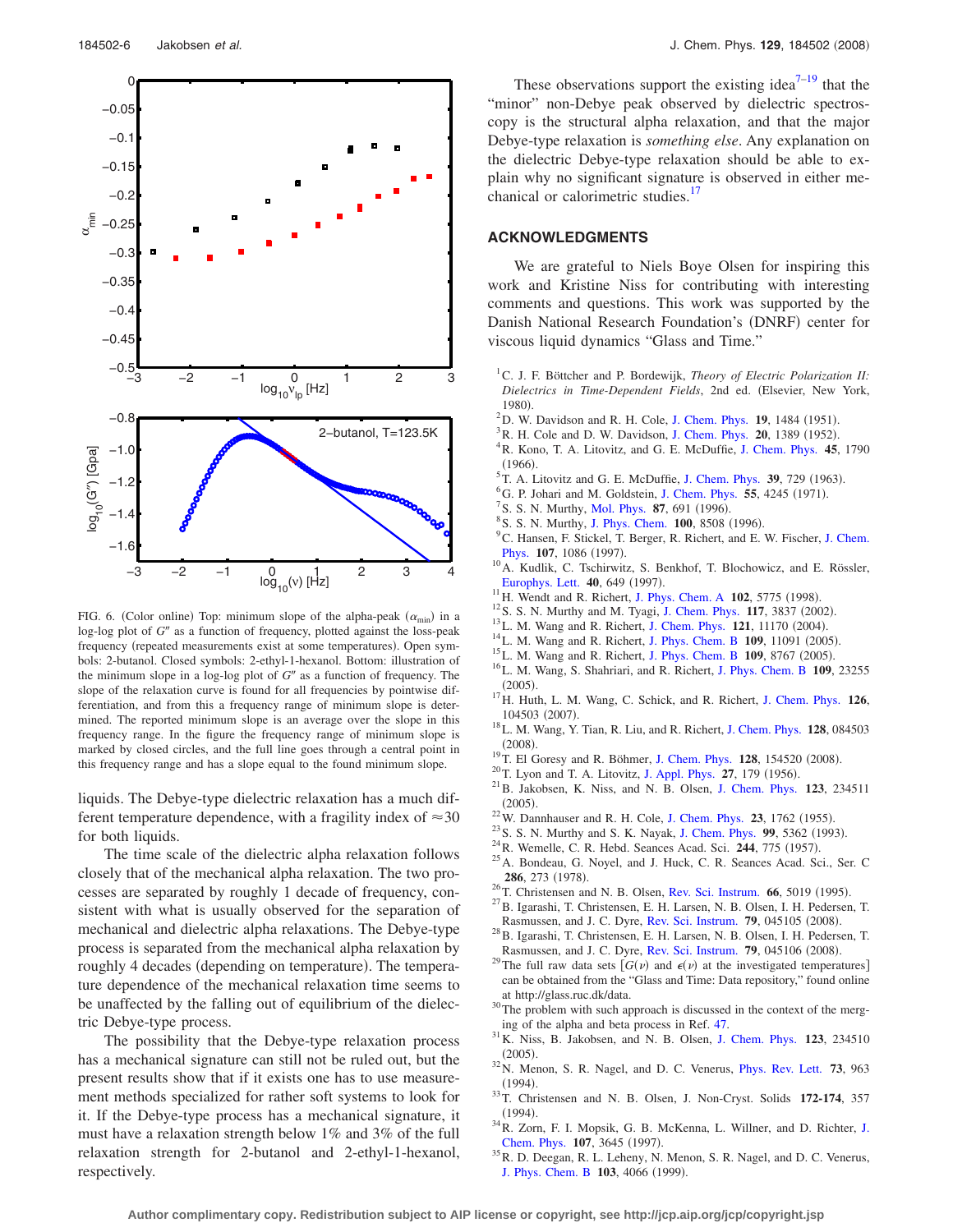FIG. 6. (Color online) Top: minimum slope of the alpha-peak ($\alpha_{min}$) in a log-log plot of $G''$ as a function of frequency, plotted against the loss-peak frequency (repeated measurements exist at some temperatures). Open symbols: 2-butanol. Closed symbols: 2-ethyl-1-hexanol. Bottom: illustration of the minimum slope in a log-log plot of $G''$ as a function of frequency. The slope of the relaxation curve is found for all frequencies by pointwise differentiation, and from this a frequency range of minimum slope is determined. The reported minimum slope is an average over the slope in this frequency range. In the figure the frequency range of minimum slope is marked by closed circles, and the full line goes through a central point in this frequency range and has a slope equal to the found minimum slope.

liquids. The Debye-type dielectric relaxation has a much different temperature dependence, with a fragility index of ≈30 for both liquids.

The time scale of the dielectric alpha relaxation follows closely that of the mechanical alpha relaxation. The two processes are separated by roughly 1 decade of frequency, consistent with what is usually observed for the separation of mechanical and dielectric alpha relaxations. The Debye-type process is separated from the mechanical alpha relaxation by roughly 4 decades (depending on temperature). The temperature dependence of the mechanical relaxation time seems to be unaffected by the falling out of equilibrium of the dielectric Debye-type process.

The possibility that the Debye-type relaxation process has a mechanical signature can still not be ruled out, but the present results show that if it exists one has to use measurement methods specialized for rather soft systems to look for it. If the Debye-type process has a mechanical signature, it must have a relaxation strength below 1% and 3% of the full relaxation strength for 2-butanol and 2-ethyl-1-hexanol, respectively.

These observations support the existing idea[7–19] that the "minor" non-Debye peak observed by dielectric spectroscopy is the structural alpha relaxation, and that the major Debye-type relaxation is *something else*. Any explanation on the dielectric Debye-type relaxation should be able to explain why no significant signature is observed in either mechanical or calorimetric studies.[17]

## ACKNOWLEDGMENTS

We are grateful to Niels Boye Olsen for inspiring this work and Kristine Niss for contributing with interesting comments and questions. This work was supported by the Danish National Research Foundation's (DNRF) center for viscous liquid dynamics "Glass and Time."

[1] C. J. F. Böttcher and P. Bordewijk, *Theory of Electric Polarization II: Dielectrics in Time-Dependent Fields*, 2nd ed. (Elsevier, New York, 1980).
[2] D. W. Davidson and R. H. Cole, J. Chem. Phys. **19**, 1484 (1951).
[3] R. H. Cole and D. W. Davidson, J. Chem. Phys. **20**, 1389 (1952).
[4] R. Kono, T. A. Litovitz, and G. E. McDuffie, J. Chem. Phys. **45**, 1790 (1966).
[5] T. A. Litovitz and G. E. McDuffie, J. Chem. Phys. **39**, 729 (1963).
[6] G. P. Johari and M. Goldstein, J. Chem. Phys. **55**, 4245 (1971).
[7] S. S. N. Murthy, Mol. Phys. **87**, 691 (1996).
[8] S. S. N. Murthy, J. Phys. Chem. **100**, 8508 (1996).
[9] C. Hansen, F. Stickel, T. Berger, R. Richert, and E. W. Fischer, J. Chem. Phys. **107**, 1086 (1997).
[10] A. Kudlik, C. Tschirwitz, S. Benkhof, T. Blochowicz, and E. Rössler, Europhys. Lett. **40**, 649 (1997).
[11] H. Wendt and R. Richert, J. Phys. Chem. A **102**, 5775 (1998).
[12] S. S. N. Murthy and M. Tyagi, J. Chem. Phys. **117**, 3837 (2002).
[13] L. M. Wang and R. Richert, J. Chem. Phys. **121**, 11170 (2004).
[14] L. M. Wang and R. Richert, J. Phys. Chem. B **109**, 11091 (2005).
[15] L. M. Wang and R. Richert, J. Phys. Chem. B **109**, 8767 (2005).
[16] L. M. Wang, S. Shahriari, and R. Richert, J. Phys. Chem. B **109**, 23255 (2005).
[17] H. Huth, L. M. Wang, C. Schick, and R. Richert, J. Chem. Phys. **126**, 104503 (2007).
[18] L. M. Wang, Y. Tian, R. Liu, and R. Richert, J. Chem. Phys. **128**, 084503 (2008).
[19] T. El Goresy and R. Böhmer, J. Chem. Phys. **128**, 154520 (2008).
[20] T. Lyon and T. A. Litovitz, J. Appl. Phys. **27**, 179 (1956).
[21] B. Jakobsen, K. Niss, and N. B. Olsen, J. Chem. Phys. **123**, 234511 (2005).
[22] W. Dannhauser and R. H. Cole, J. Chem. Phys. **23**, 1762 (1955).
[23] S. S. N. Murthy and S. K. Nayak, J. Chem. Phys. **99**, 5362 (1993).
[24] R. Wemelle, C. R. Hebd. Seances Acad. Sci. **244**, 775 (1957).
[25] A. Bondeau, G. Noyel, and J. Huck, C. R. Seances Acad. Sci., Ser. C **286**, 273 (1978).
[26] T. Christensen and N. B. Olsen, Rev. Sci. Instrum. **66**, 5019 (1995).
[27] B. Igarashi, T. Christensen, E. H. Larsen, N. B. Olsen, I. H. Pedersen, T. Rasmussen, and J. C. Dyre, Rev. Sci. Instrum. **79**, 045105 (2008).
[28] B. Igarashi, T. Christensen, E. H. Larsen, N. B. Olsen, I. H. Pedersen, T. Rasmussen, and J. C. Dyre, Rev. Sci. Instrum. **79**, 045106 (2008).
[29] The full raw data sets [$G(\nu)$ and $\epsilon(\nu)$ at the investigated temperatures] can be obtained from the "Glass and Time: Data repository," found online at http://glass.ruc.dk/data.
[30] The problem with such approach is discussed in the context of the merging of the alpha and beta process in Ref. 47.
[31] K. Niss, B. Jakobsen, and N. B. Olsen, J. Chem. Phys. **123**, 234510 (2005).
[32] N. Menon, S. R. Nagel, and D. C. Venerus, Phys. Rev. Lett. **73**, 963 (1994).
[33] T. Christensen and N. B. Olsen, J. Non-Cryst. Solids **172-174**, 357 (1994).
[34] R. Zorn, F. I. Mopsik, G. B. McKenna, L. Willner, and D. Richter, J. Chem. Phys. **107**, 3645 (1997).
[35] R. D. Deegan, R. L. Leheny, N. Menon, S. R. Nagel, and D. C. Venerus, J. Phys. Chem. B **103**, 4066 (1999).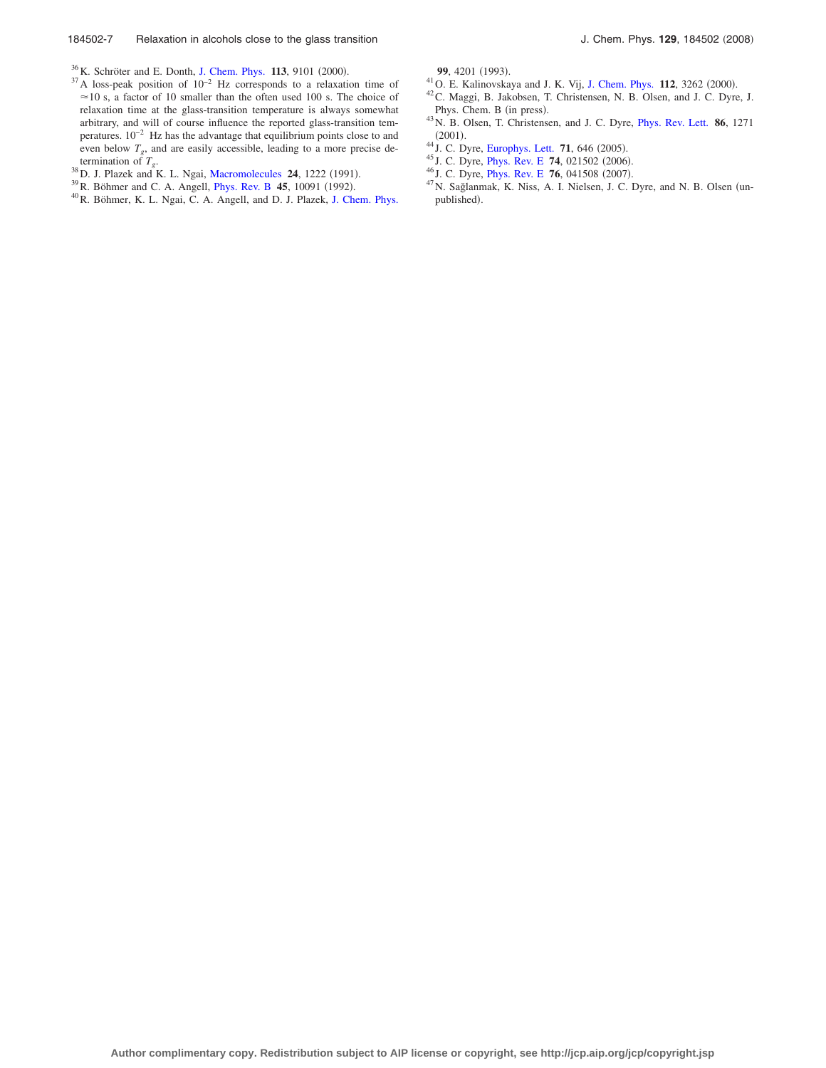[36] K. Schröter and E. Donth, J. Chem. Phys. **113**, 9101 (2000).

[37] A loss-peak position of $10^{-2}$ Hz corresponds to a relaxation time of $\approx 10$ s, a factor of 10 smaller than the often used 100 s. The choice of relaxation time at the glass-transition temperature is always somewhat arbitrary, and will of course influence the reported glass-transition temperatures. $10^{-2}$ Hz has the advantage that equilibrium points close to and even below $T_g$, and are easily accessible, leading to a more precise determination of $T_g$.

[38] D. J. Plazek and K. L. Ngai, Macromolecules **24**, 1222 (1991).

[39] R. Böhmer and C. A. Angell, Phys. Rev. B **45**, 10091 (1992).

[40] R. Böhmer, K. L. Ngai, C. A. Angell, and D. J. Plazek, J. Chem. Phys. **99**, 4201 (1993).

[41] O. E. Kalinovskaya and J. K. Vij, J. Chem. Phys. **112**, 3262 (2000).

[42] C. Maggi, B. Jakobsen, T. Christensen, N. B. Olsen, and J. C. Dyre, J. Phys. Chem. B (in press).

[43] N. B. Olsen, T. Christensen, and J. C. Dyre, Phys. Rev. Lett. **86**, 1271 (2001).

[44] J. C. Dyre, Europhys. Lett. **71**, 646 (2005).

[45] J. C. Dyre, Phys. Rev. E **74**, 021502 (2006).

[46] J. C. Dyre, Phys. Rev. E **76**, 041508 (2007).

[47] N. Sağlanmak, K. Niss, A. I. Nielsen, J. C. Dyre, and N. B. Olsen (unpublished).